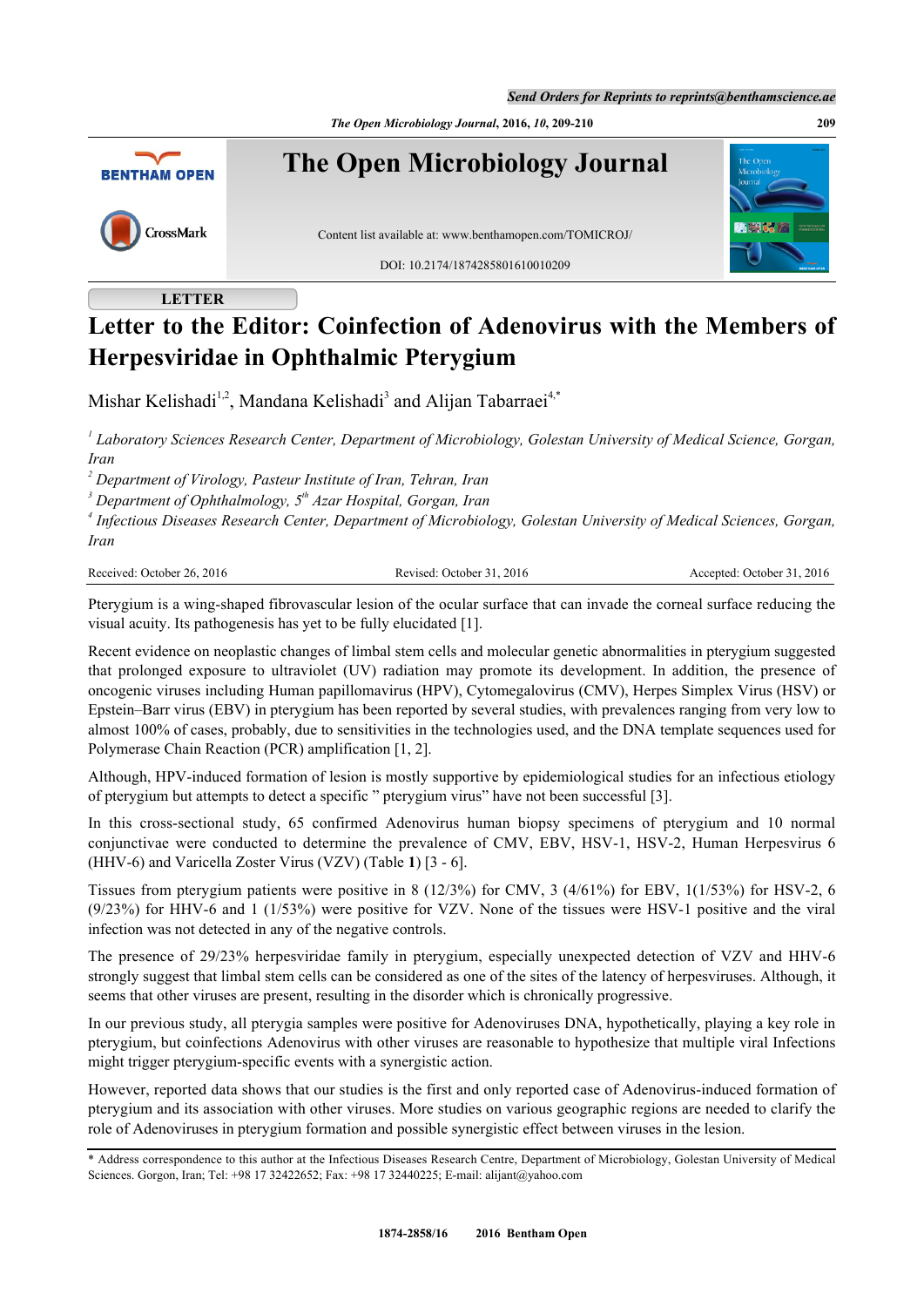LETTER

# Letter to the Editor: Coinfection of Adenovirus with the Members of Herpesviridae in Ophthalmic Pterygium

Mishar Kelishadi[1,2], Mandana Kelishadi[3] and Alijan Tabarraei[4,*]

*[1] Laboratory Sciences Research Center, Department of Microbiology, Golestan University of Medical Science, Gorgan, Iran*
*[2] Department of Virology, Pasteur Institute of Iran, Tehran, Iran*
*[3] Department of Ophthalmology, 5th Azar Hospital, Gorgan, Iran*
*[4] Infectious Diseases Research Center, Department of Microbiology, Golestan University of Medical Sciences, Gorgan, Iran*

Received: October 26, 2016 | Revised: October 31, 2016 | Accepted: October 31, 2016

Pterygium is a wing-shaped fibrovascular lesion of the ocular surface that can invade the corneal surface reducing the visual acuity. Its pathogenesis has yet to be fully elucidated [1].

Recent evidence on neoplastic changes of limbal stem cells and molecular genetic abnormalities in pterygium suggested that prolonged exposure to ultraviolet (UV) radiation may promote its development. In addition, the presence of oncogenic viruses including Human papillomavirus (HPV), Cytomegalovirus (CMV), Herpes Simplex Virus (HSV) or Epstein–Barr virus (EBV) in pterygium has been reported by several studies, with prevalences ranging from very low to almost 100% of cases, probably, due to sensitivities in the technologies used, and the DNA template sequences used for Polymerase Chain Reaction (PCR) amplification [1, 2].

Although, HPV-induced formation of lesion is mostly supportive by epidemiological studies for an infectious etiology of pterygium but attempts to detect a specific " pterygium virus" have not been successful [3].

In this cross-sectional study, 65 confirmed Adenovirus human biopsy specimens of pterygium and 10 normal conjunctivae were conducted to determine the prevalence of CMV, EBV, HSV-1, HSV-2, Human Herpesvirus 6 (HHV-6) and Varicella Zoster Virus (VZV) (Table **1**) [3 - 6].

Tissues from pterygium patients were positive in 8 (12/3%) for CMV, 3 (4/61%) for EBV, 1(1/53%) for HSV-2, 6 (9/23%) for HHV-6 and 1 (1/53%) were positive for VZV. None of the tissues were HSV-1 positive and the viral infection was not detected in any of the negative controls.

The presence of 29/23% herpesviridae family in pterygium, especially unexpected detection of VZV and HHV-6 strongly suggest that limbal stem cells can be considered as one of the sites of the latency of herpesviruses. Although, it seems that other viruses are present, resulting in the disorder which is chronically progressive.

In our previous study, all pterygia samples were positive for Adenoviruses DNA, hypothetically, playing a key role in pterygium, but coinfections Adenovirus with other viruses are reasonable to hypothesize that multiple viral Infections might trigger pterygium-specific events with a synergistic action.

However, reported data shows that our studies is the first and only reported case of Adenovirus-induced formation of pterygium and its association with other viruses. More studies on various geographic regions are needed to clarify the role of Adenoviruses in pterygium formation and possible synergistic effect between viruses in the lesion.

\* Address correspondence to this author at the Infectious Diseases Research Centre, Department of Microbiology, Golestan University of Medical Sciences. Gorgon, Iran; Tel: +98 17 32422652; Fax: +98 17 32440225; E-mail: alijant@yahoo.com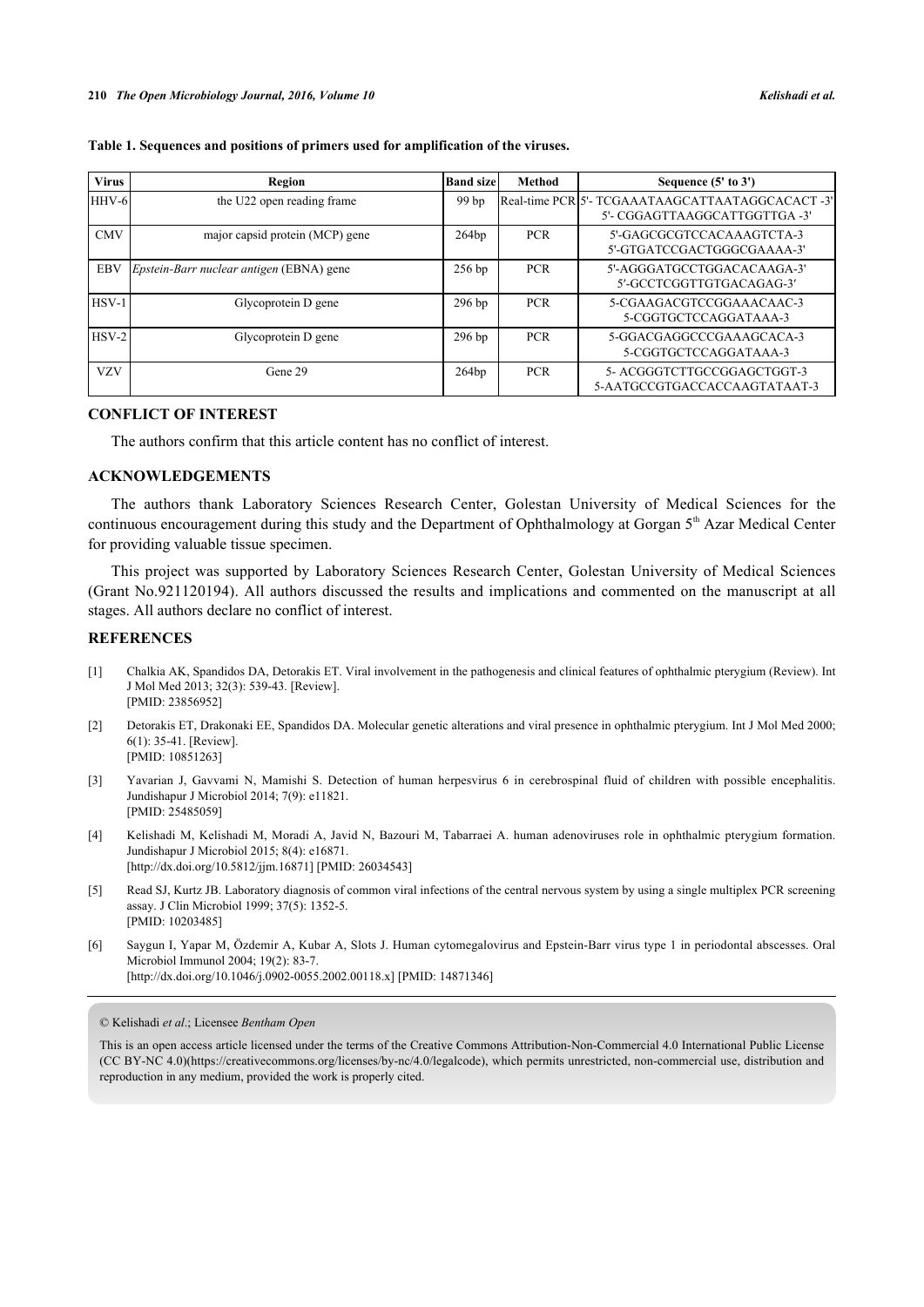**Table 1. Sequences and positions of primers used for amplification of the viruses.**

| Virus | Region | Band size | Method | Sequence (5' to 3') |
|---|---|---|---|---|
| HHV-6 | the U22 open reading frame | 99 bp | Real-time PCR | 5'- TCGAAATAAGCATTAATAGGCACACT -3'<br>5'- CGGAGTTAAGGCATTGGTTGA -3' |
| CMV | major capsid protein (MCP) gene | 264bp | PCR | 5'-GAGCGCGTCCACAAAGTCTA-3<br>5'-GTGATCCGACTGGGCGAAAA-3' |
| EBV | *Epstein-Barr nuclear antigen* (EBNA) gene | 256 bp | PCR | 5'-AGGGATGCCTGGACACAAGA-3'<br>5′-GCCTCGGTTGTGACAGAG-3′ |
| HSV-1 | Glycoprotein D gene | 296 bp | PCR | 5-CGAAGACGTCCGGAAACAAC-3<br>5-CGGTGCTCCAGGATAAA-3 |
| HSV-2 | Glycoprotein D gene | 296 bp | PCR | 5-GGACGAGGCCCGAAAGCACA-3<br>5-CGGTGCTCCAGGATAAA-3 |
| VZV | Gene 29 | 264bp | PCR | 5- ACGGGTCTTGCCGGAGCTGGT-3<br>5-AATGCCGTGACCACCAAGTATAAT-3 |

## CONFLICT OF INTEREST

The authors confirm that this article content has no conflict of interest.

## ACKNOWLEDGEMENTS

The authors thank Laboratory Sciences Research Center, Golestan University of Medical Sciences for the continuous encouragement during this study and the Department of Ophthalmology at Gorgan 5th Azar Medical Center for providing valuable tissue specimen.

This project was supported by Laboratory Sciences Research Center, Golestan University of Medical Sciences (Grant No.921120194). All authors discussed the results and implications and commented on the manuscript at all stages. All authors declare no conflict of interest.

## REFERENCES

[1] Chalkia AK, Spandidos DA, Detorakis ET. Viral involvement in the pathogenesis and clinical features of ophthalmic pterygium (Review). Int J Mol Med 2013; 32(3): 539-43. [Review].
[PMID: 23856952]

[2] Detorakis ET, Drakonaki EE, Spandidos DA. Molecular genetic alterations and viral presence in ophthalmic pterygium. Int J Mol Med 2000; 6(1): 35-41. [Review].
[PMID: 10851263]

[3] Yavarian J, Gavvami N, Mamishi S. Detection of human herpesvirus 6 in cerebrospinal fluid of children with possible encephalitis. Jundishapur J Microbiol 2014; 7(9): e11821.
[PMID: 25485059]

[4] Kelishadi M, Kelishadi M, Moradi A, Javid N, Bazouri M, Tabarraei A. human adenoviruses role in ophthalmic pterygium formation. Jundishapur J Microbiol 2015; 8(4): e16871.
[http://dx.doi.org/10.5812/jjm.16871] [PMID: 26034543]

[5] Read SJ, Kurtz JB. Laboratory diagnosis of common viral infections of the central nervous system by using a single multiplex PCR screening assay. J Clin Microbiol 1999; 37(5): 1352-5.
[PMID: 10203485]

[6] Saygun I, Yapar M, Özdemir A, Kubar A, Slots J. Human cytomegalovirus and Epstein-Barr virus type 1 in periodontal abscesses. Oral Microbiol Immunol 2004; 19(2): 83-7.
[http://dx.doi.org/10.1046/j.0902-0055.2002.00118.x] [PMID: 14871346]

© Kelishadi *et al*.; Licensee *Bentham Open*

This is an open access article licensed under the terms of the Creative Commons Attribution-Non-Commercial 4.0 International Public License (CC BY-NC 4.0)(https://creativecommons.org/licenses/by-nc/4.0/legalcode), which permits unrestricted, non-commercial use, distribution and reproduction in any medium, provided the work is properly cited.